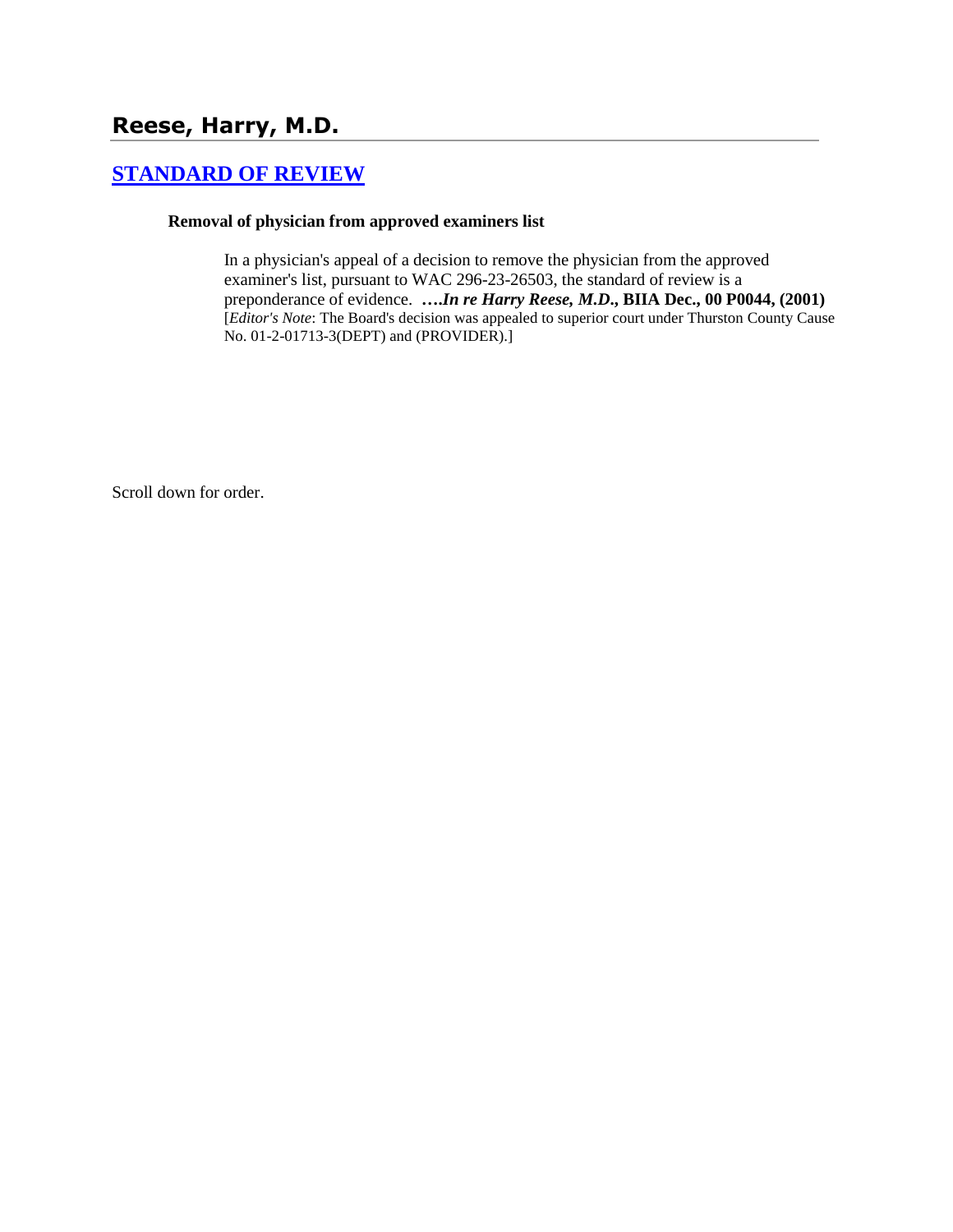# Reese, Harry, M.D.

## [STANDARD OF REVIEW]

**Removal of physician from approved examiners list**

In a physician's appeal of a decision to remove the physician from the approved examiner's list, pursuant to WAC 296-23-26503, the standard of review is a preponderance of evidence. ***….In re Harry Reese, M.D*****., BIIA Dec., 00 P0044, (2001)** [*Editor's Note*: The Board's decision was appealed to superior court under Thurston County Cause No. 01-2-01713-3(DEPT) and (PROVIDER).]

Scroll down for order.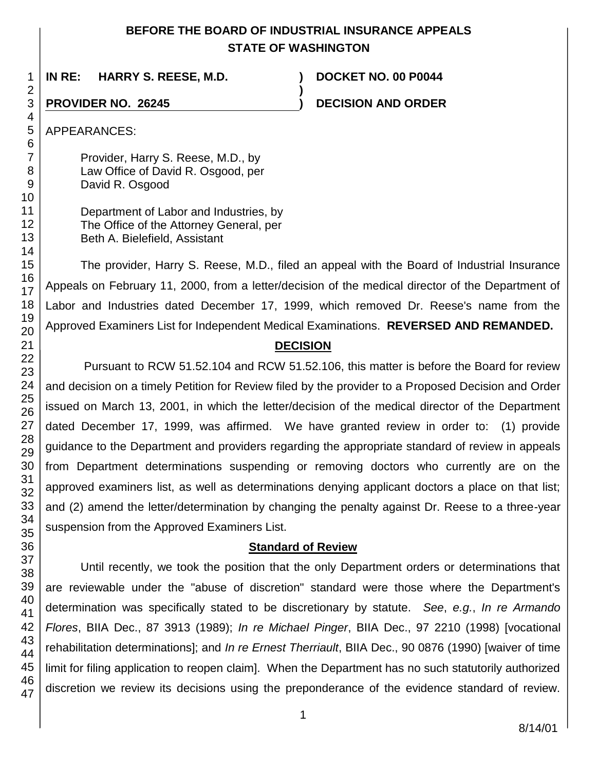# BEFORE THE BOARD OF INDUSTRIAL INSURANCE APPEALS
## STATE OF WASHINGTON

**IN RE: HARRY S. REESE, M.D.** ) **DOCKET NO. 00 P0044**
)
**PROVIDER NO. 26245** ) **DECISION AND ORDER**

APPEARANCES:

Provider, Harry S. Reese, M.D., by
Law Office of David R. Osgood, per
David R. Osgood

Department of Labor and Industries, by
The Office of the Attorney General, per
Beth A. Bielefield, Assistant

The provider, Harry S. Reese, M.D., filed an appeal with the Board of Industrial Insurance Appeals on February 11, 2000, from a letter/decision of the medical director of the Department of Labor and Industries dated December 17, 1999, which removed Dr. Reese's name from the Approved Examiners List for Independent Medical Examinations. **REVERSED AND REMANDED.**

## DECISION

Pursuant to RCW 51.52.104 and RCW 51.52.106, this matter is before the Board for review and decision on a timely Petition for Review filed by the provider to a Proposed Decision and Order issued on March 13, 2001, in which the letter/decision of the medical director of the Department dated December 17, 1999, was affirmed. We have granted review in order to: (1) provide guidance to the Department and providers regarding the appropriate standard of review in appeals from Department determinations suspending or removing doctors who currently are on the approved examiners list, as well as determinations denying applicant doctors a place on that list; and (2) amend the letter/determination by changing the penalty against Dr. Reese to a three-year suspension from the Approved Examiners List.

### Standard of Review

Until recently, we took the position that the only Department orders or determinations that are reviewable under the "abuse of discretion" standard were those where the Department's determination was specifically stated to be discretionary by statute. *See*, *e.g.*, *In re Armando Flores*, BIIA Dec., 87 3913 (1989); *In re Michael Pinger*, BIIA Dec., 97 2210 (1998) [vocational rehabilitation determinations]; and *In re Ernest Therriault*, BIIA Dec., 90 0876 (1990) [waiver of time limit for filing application to reopen claim]. When the Department has no such statutorily authorized discretion we review its decisions using the preponderance of the evidence standard of review.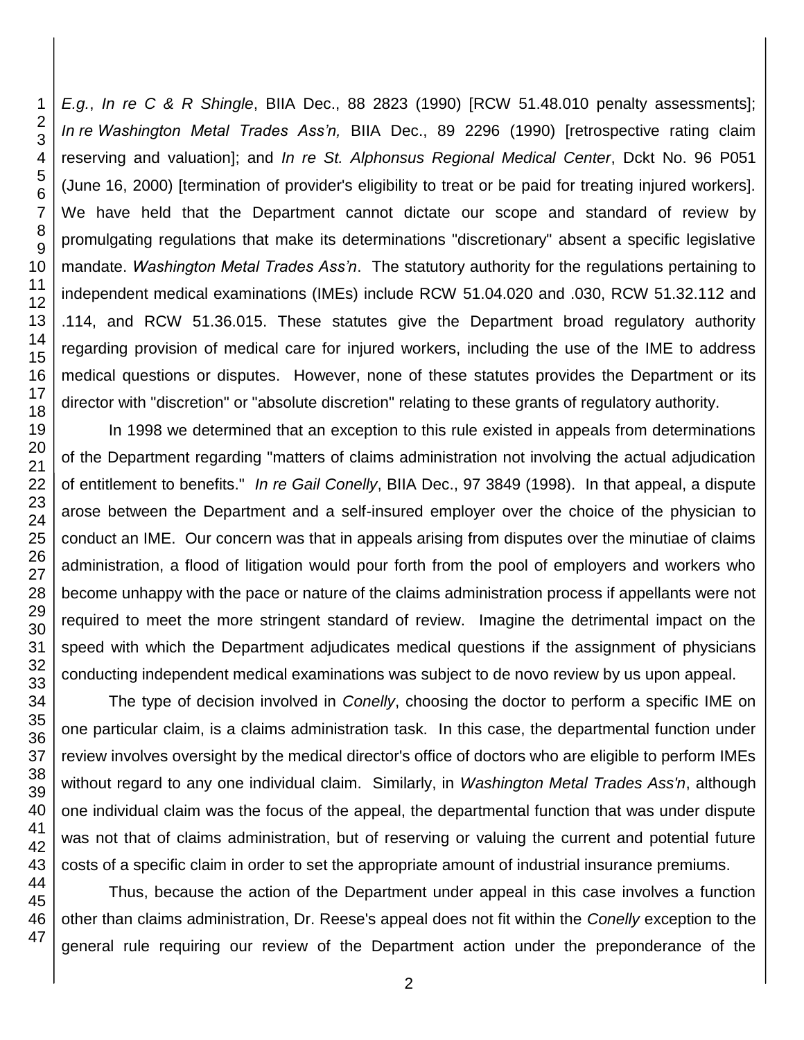*E.g.*, *In re C & R Shingle*, BIIA Dec., 88 2823 (1990) [RCW 51.48.010 penalty assessments]; *In re Washington Metal Trades Ass'n,* BIIA Dec., 89 2296 (1990) [retrospective rating claim reserving and valuation]; and *In re St. Alphonsus Regional Medical Center*, Dckt No. 96 P051 (June 16, 2000) [termination of provider's eligibility to treat or be paid for treating injured workers]. We have held that the Department cannot dictate our scope and standard of review by promulgating regulations that make its determinations "discretionary" absent a specific legislative mandate. *Washington Metal Trades Ass'n*. The statutory authority for the regulations pertaining to independent medical examinations (IMEs) include RCW 51.04.020 and .030, RCW 51.32.112 and .114, and RCW 51.36.015. These statutes give the Department broad regulatory authority regarding provision of medical care for injured workers, including the use of the IME to address medical questions or disputes. However, none of these statutes provides the Department or its director with "discretion" or "absolute discretion" relating to these grants of regulatory authority.

In 1998 we determined that an exception to this rule existed in appeals from determinations of the Department regarding "matters of claims administration not involving the actual adjudication of entitlement to benefits." *In re Gail Conelly*, BIIA Dec., 97 3849 (1998). In that appeal, a dispute arose between the Department and a self-insured employer over the choice of the physician to conduct an IME. Our concern was that in appeals arising from disputes over the minutiae of claims administration, a flood of litigation would pour forth from the pool of employers and workers who become unhappy with the pace or nature of the claims administration process if appellants were not required to meet the more stringent standard of review. Imagine the detrimental impact on the speed with which the Department adjudicates medical questions if the assignment of physicians conducting independent medical examinations was subject to de novo review by us upon appeal.

The type of decision involved in *Conelly*, choosing the doctor to perform a specific IME on one particular claim, is a claims administration task. In this case, the departmental function under review involves oversight by the medical director's office of doctors who are eligible to perform IMEs without regard to any one individual claim. Similarly, in *Washington Metal Trades Ass'n*, although one individual claim was the focus of the appeal, the departmental function that was under dispute was not that of claims administration, but of reserving or valuing the current and potential future costs of a specific claim in order to set the appropriate amount of industrial insurance premiums.

Thus, because the action of the Department under appeal in this case involves a function other than claims administration, Dr. Reese's appeal does not fit within the *Conelly* exception to the general rule requiring our review of the Department action under the preponderance of the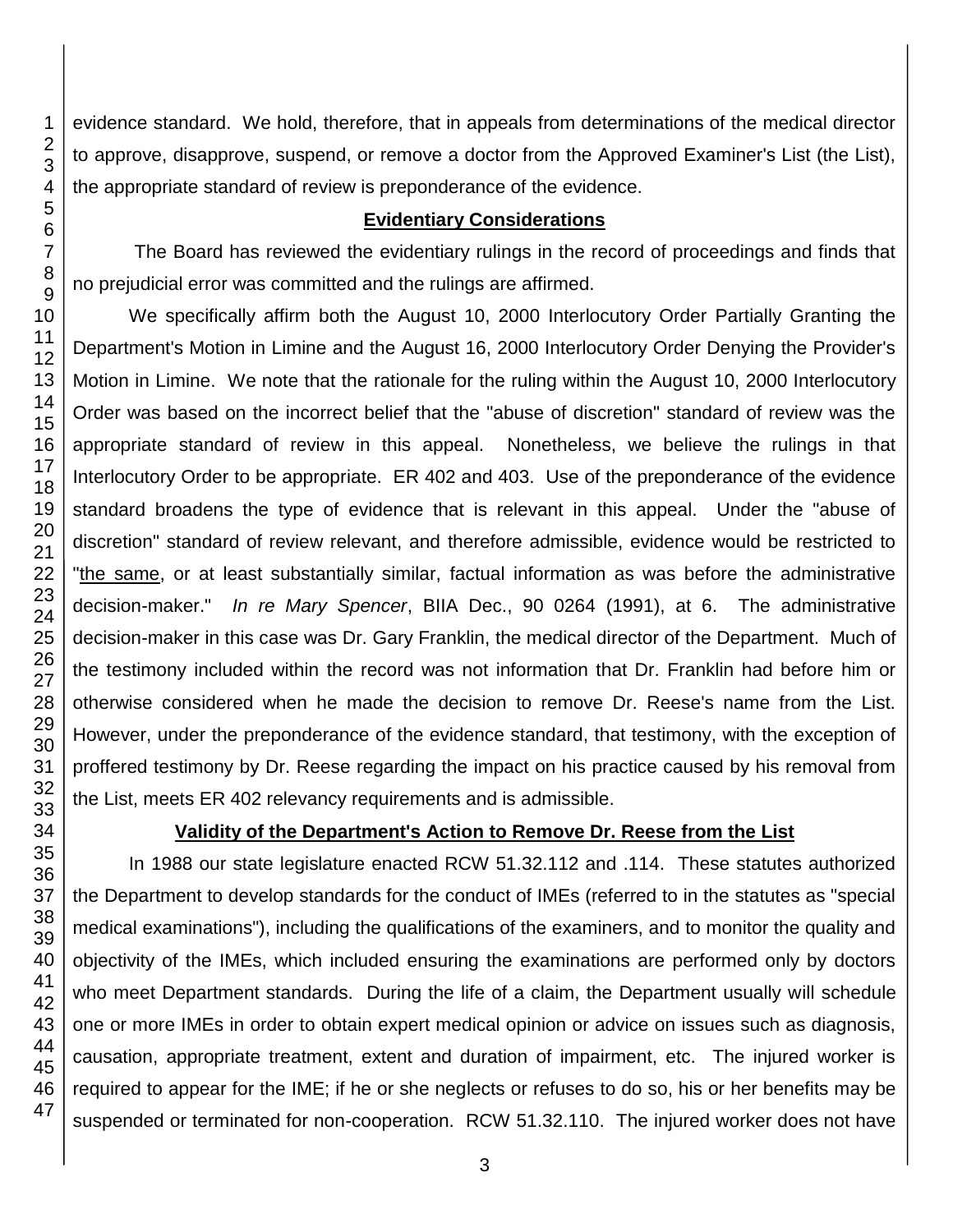evidence standard. We hold, therefore, that in appeals from determinations of the medical director to approve, disapprove, suspend, or remove a doctor from the Approved Examiner's List (the List), the appropriate standard of review is preponderance of the evidence.

## Evidentiary Considerations

The Board has reviewed the evidentiary rulings in the record of proceedings and finds that no prejudicial error was committed and the rulings are affirmed.

We specifically affirm both the August 10, 2000 Interlocutory Order Partially Granting the Department's Motion in Limine and the August 16, 2000 Interlocutory Order Denying the Provider's Motion in Limine. We note that the rationale for the ruling within the August 10, 2000 Interlocutory Order was based on the incorrect belief that the "abuse of discretion" standard of review was the appropriate standard of review in this appeal. Nonetheless, we believe the rulings in that Interlocutory Order to be appropriate. ER 402 and 403. Use of the preponderance of the evidence standard broadens the type of evidence that is relevant in this appeal. Under the "abuse of discretion" standard of review relevant, and therefore admissible, evidence would be restricted to "the same, or at least substantially similar, factual information as was before the administrative decision-maker." *In re Mary Spencer*, BIIA Dec., 90 0264 (1991), at 6. The administrative decision-maker in this case was Dr. Gary Franklin, the medical director of the Department. Much of the testimony included within the record was not information that Dr. Franklin had before him or otherwise considered when he made the decision to remove Dr. Reese's name from the List. However, under the preponderance of the evidence standard, that testimony, with the exception of proffered testimony by Dr. Reese regarding the impact on his practice caused by his removal from the List, meets ER 402 relevancy requirements and is admissible.

## Validity of the Department's Action to Remove Dr. Reese from the List

In 1988 our state legislature enacted RCW 51.32.112 and .114. These statutes authorized the Department to develop standards for the conduct of IMEs (referred to in the statutes as "special medical examinations"), including the qualifications of the examiners, and to monitor the quality and objectivity of the IMEs, which included ensuring the examinations are performed only by doctors who meet Department standards. During the life of a claim, the Department usually will schedule one or more IMEs in order to obtain expert medical opinion or advice on issues such as diagnosis, causation, appropriate treatment, extent and duration of impairment, etc. The injured worker is required to appear for the IME; if he or she neglects or refuses to do so, his or her benefits may be suspended or terminated for non-cooperation. RCW 51.32.110. The injured worker does not have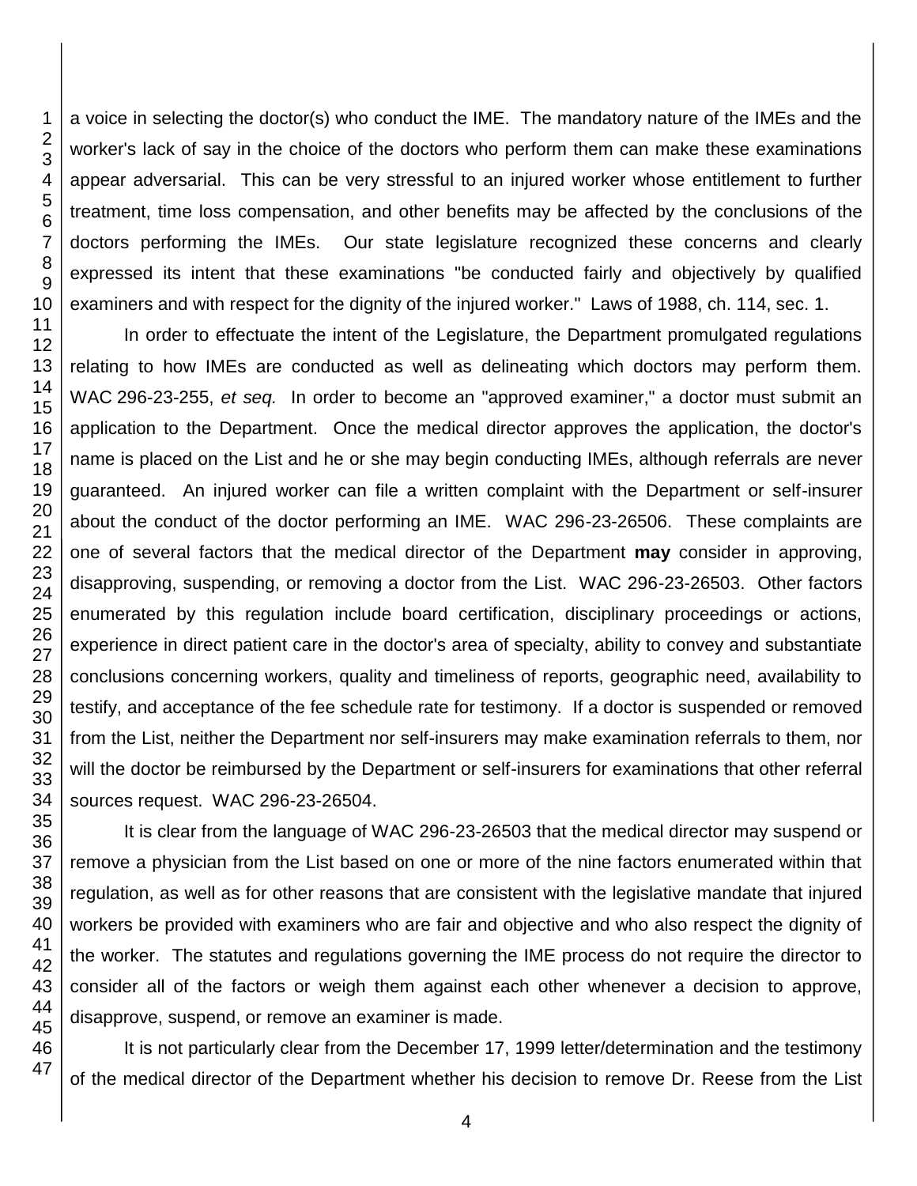a voice in selecting the doctor(s) who conduct the IME. The mandatory nature of the IMEs and the worker's lack of say in the choice of the doctors who perform them can make these examinations appear adversarial. This can be very stressful to an injured worker whose entitlement to further treatment, time loss compensation, and other benefits may be affected by the conclusions of the doctors performing the IMEs. Our state legislature recognized these concerns and clearly expressed its intent that these examinations "be conducted fairly and objectively by qualified examiners and with respect for the dignity of the injured worker." Laws of 1988, ch. 114, sec. 1.

In order to effectuate the intent of the Legislature, the Department promulgated regulations relating to how IMEs are conducted as well as delineating which doctors may perform them. WAC 296-23-255, *et seq.* In order to become an "approved examiner," a doctor must submit an application to the Department. Once the medical director approves the application, the doctor's name is placed on the List and he or she may begin conducting IMEs, although referrals are never guaranteed. An injured worker can file a written complaint with the Department or self-insurer about the conduct of the doctor performing an IME. WAC 296-23-26506. These complaints are one of several factors that the medical director of the Department **may** consider in approving, disapproving, suspending, or removing a doctor from the List. WAC 296-23-26503. Other factors enumerated by this regulation include board certification, disciplinary proceedings or actions, experience in direct patient care in the doctor's area of specialty, ability to convey and substantiate conclusions concerning workers, quality and timeliness of reports, geographic need, availability to testify, and acceptance of the fee schedule rate for testimony. If a doctor is suspended or removed from the List, neither the Department nor self-insurers may make examination referrals to them, nor will the doctor be reimbursed by the Department or self-insurers for examinations that other referral sources request. WAC 296-23-26504.

It is clear from the language of WAC 296-23-26503 that the medical director may suspend or remove a physician from the List based on one or more of the nine factors enumerated within that regulation, as well as for other reasons that are consistent with the legislative mandate that injured workers be provided with examiners who are fair and objective and who also respect the dignity of the worker. The statutes and regulations governing the IME process do not require the director to consider all of the factors or weigh them against each other whenever a decision to approve, disapprove, suspend, or remove an examiner is made.

It is not particularly clear from the December 17, 1999 letter/determination and the testimony of the medical director of the Department whether his decision to remove Dr. Reese from the List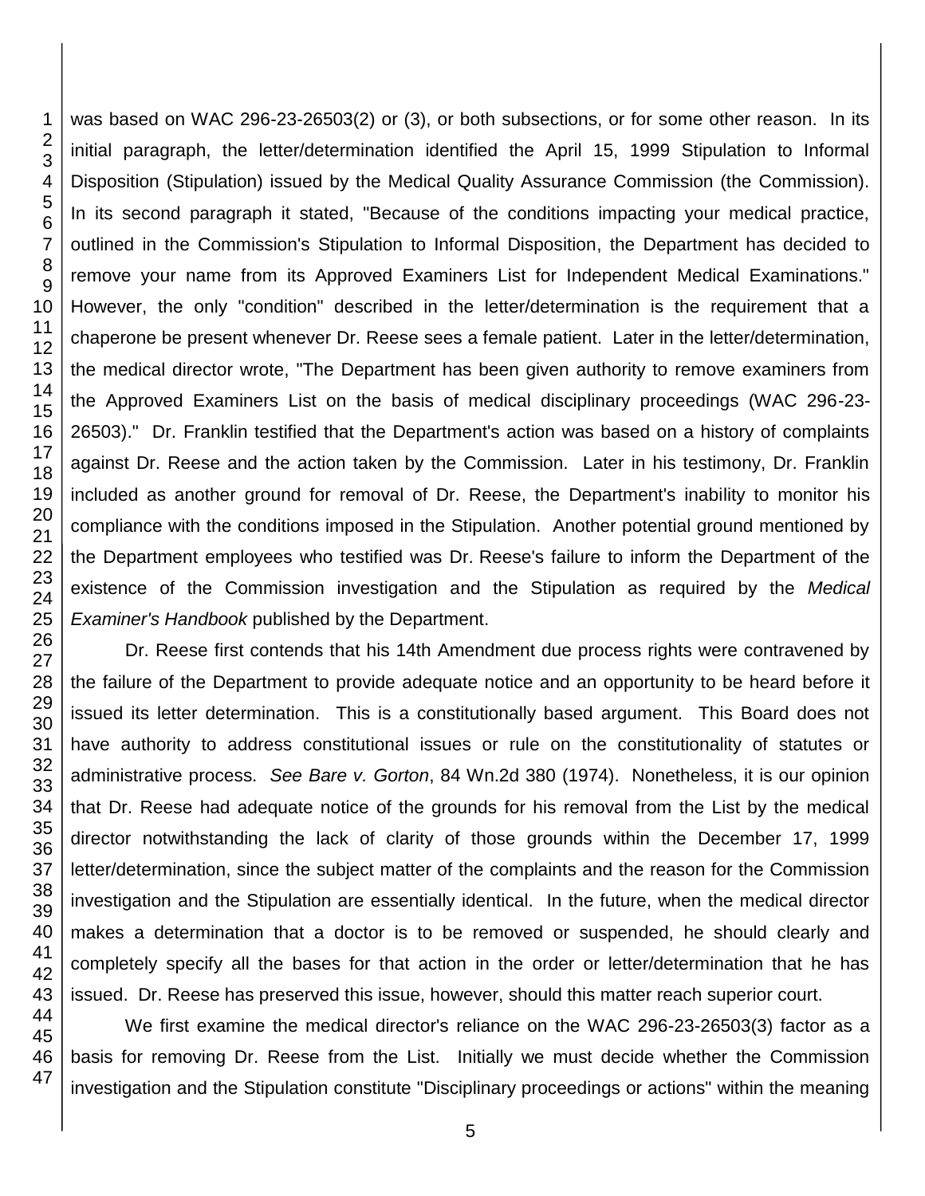was based on WAC 296-23-26503(2) or (3), or both subsections, or for some other reason. In its initial paragraph, the letter/determination identified the April 15, 1999 Stipulation to Informal Disposition (Stipulation) issued by the Medical Quality Assurance Commission (the Commission). In its second paragraph it stated, "Because of the conditions impacting your medical practice, outlined in the Commission's Stipulation to Informal Disposition, the Department has decided to remove your name from its Approved Examiners List for Independent Medical Examinations." However, the only "condition" described in the letter/determination is the requirement that a chaperone be present whenever Dr. Reese sees a female patient. Later in the letter/determination, the medical director wrote, "The Department has been given authority to remove examiners from the Approved Examiners List on the basis of medical disciplinary proceedings (WAC 296-23-26503)." Dr. Franklin testified that the Department's action was based on a history of complaints against Dr. Reese and the action taken by the Commission. Later in his testimony, Dr. Franklin included as another ground for removal of Dr. Reese, the Department's inability to monitor his compliance with the conditions imposed in the Stipulation. Another potential ground mentioned by the Department employees who testified was Dr. Reese's failure to inform the Department of the existence of the Commission investigation and the Stipulation as required by the *Medical Examiner's Handbook* published by the Department.

Dr. Reese first contends that his 14th Amendment due process rights were contravened by the failure of the Department to provide adequate notice and an opportunity to be heard before it issued its letter determination. This is a constitutionally based argument. This Board does not have authority to address constitutional issues or rule on the constitutionality of statutes or administrative process. *See Bare v. Gorton*, 84 Wn.2d 380 (1974). Nonetheless, it is our opinion that Dr. Reese had adequate notice of the grounds for his removal from the List by the medical director notwithstanding the lack of clarity of those grounds within the December 17, 1999 letter/determination, since the subject matter of the complaints and the reason for the Commission investigation and the Stipulation are essentially identical. In the future, when the medical director makes a determination that a doctor is to be removed or suspended, he should clearly and completely specify all the bases for that action in the order or letter/determination that he has issued. Dr. Reese has preserved this issue, however, should this matter reach superior court.

We first examine the medical director's reliance on the WAC 296-23-26503(3) factor as a basis for removing Dr. Reese from the List. Initially we must decide whether the Commission investigation and the Stipulation constitute "Disciplinary proceedings or actions" within the meaning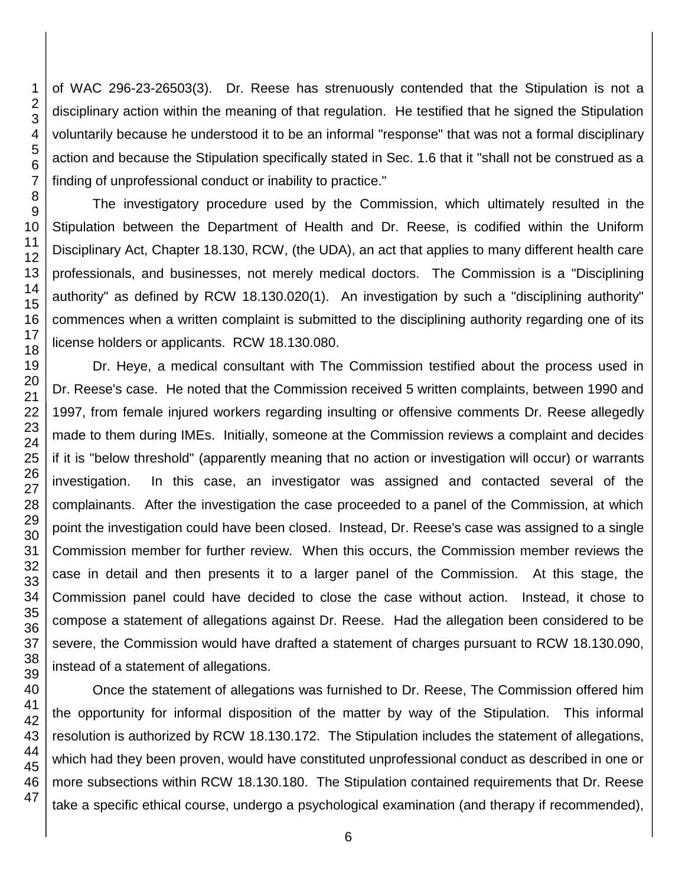of WAC 296-23-26503(3). Dr. Reese has strenuously contended that the Stipulation is not a disciplinary action within the meaning of that regulation. He testified that he signed the Stipulation voluntarily because he understood it to be an informal "response" that was not a formal disciplinary action and because the Stipulation specifically stated in Sec. 1.6 that it "shall not be construed as a finding of unprofessional conduct or inability to practice."

The investigatory procedure used by the Commission, which ultimately resulted in the Stipulation between the Department of Health and Dr. Reese, is codified within the Uniform Disciplinary Act, Chapter 18.130, RCW, (the UDA), an act that applies to many different health care professionals, and businesses, not merely medical doctors. The Commission is a "Disciplining authority" as defined by RCW 18.130.020(1). An investigation by such a "disciplining authority" commences when a written complaint is submitted to the disciplining authority regarding one of its license holders or applicants. RCW 18.130.080.

Dr. Heye, a medical consultant with The Commission testified about the process used in Dr. Reese's case. He noted that the Commission received 5 written complaints, between 1990 and 1997, from female injured workers regarding insulting or offensive comments Dr. Reese allegedly made to them during IMEs. Initially, someone at the Commission reviews a complaint and decides if it is "below threshold" (apparently meaning that no action or investigation will occur) or warrants investigation. In this case, an investigator was assigned and contacted several of the complainants. After the investigation the case proceeded to a panel of the Commission, at which point the investigation could have been closed. Instead, Dr. Reese's case was assigned to a single Commission member for further review. When this occurs, the Commission member reviews the case in detail and then presents it to a larger panel of the Commission. At this stage, the Commission panel could have decided to close the case without action. Instead, it chose to compose a statement of allegations against Dr. Reese. Had the allegation been considered to be severe, the Commission would have drafted a statement of charges pursuant to RCW 18.130.090, instead of a statement of allegations.

Once the statement of allegations was furnished to Dr. Reese, The Commission offered him the opportunity for informal disposition of the matter by way of the Stipulation. This informal resolution is authorized by RCW 18.130.172. The Stipulation includes the statement of allegations, which had they been proven, would have constituted unprofessional conduct as described in one or more subsections within RCW 18.130.180. The Stipulation contained requirements that Dr. Reese take a specific ethical course, undergo a psychological examination (and therapy if recommended),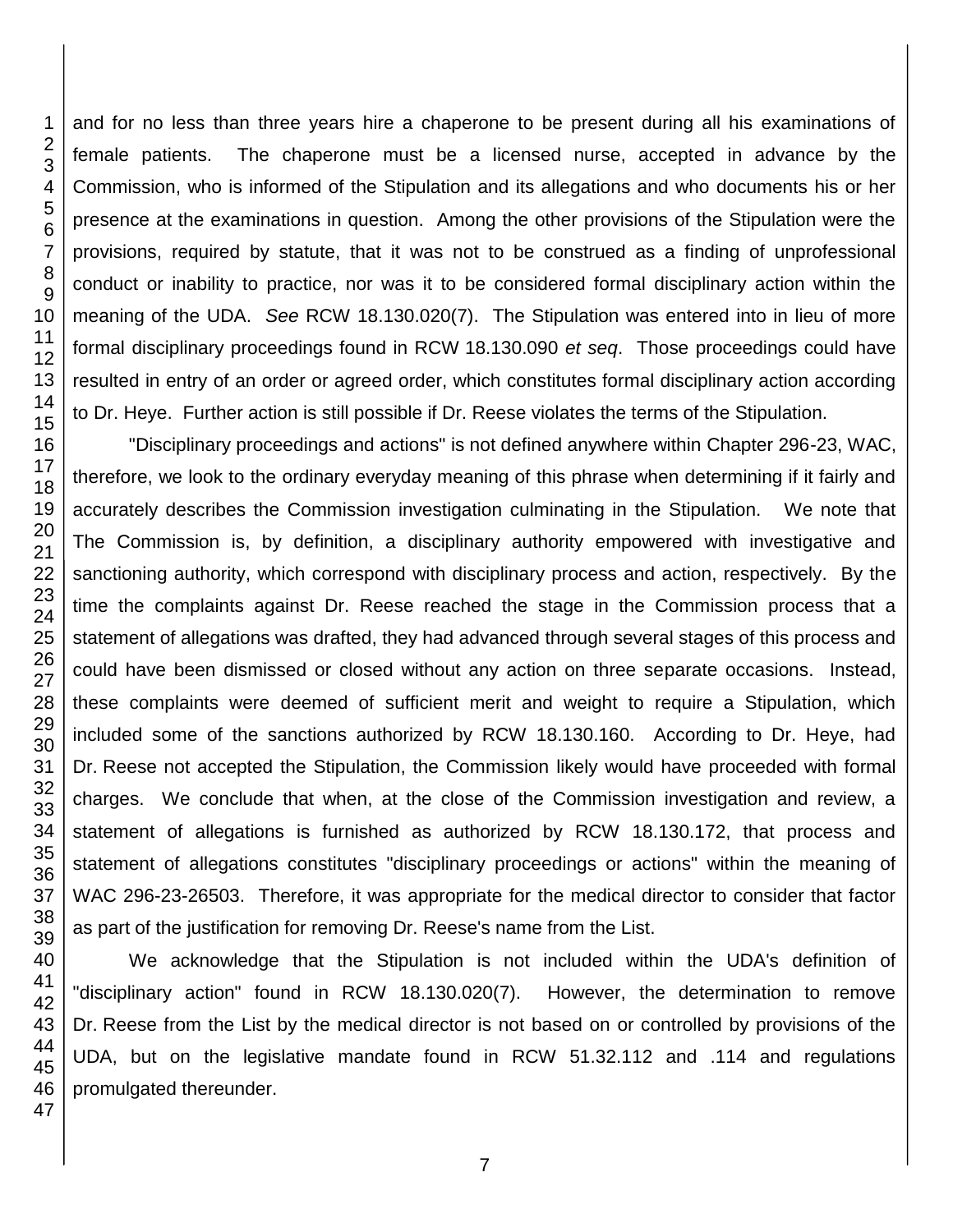and for no less than three years hire a chaperone to be present during all his examinations of female patients. The chaperone must be a licensed nurse, accepted in advance by the Commission, who is informed of the Stipulation and its allegations and who documents his or her presence at the examinations in question. Among the other provisions of the Stipulation were the provisions, required by statute, that it was not to be construed as a finding of unprofessional conduct or inability to practice, nor was it to be considered formal disciplinary action within the meaning of the UDA. *See* RCW 18.130.020(7). The Stipulation was entered into in lieu of more formal disciplinary proceedings found in RCW 18.130.090 *et seq*. Those proceedings could have resulted in entry of an order or agreed order, which constitutes formal disciplinary action according to Dr. Heye. Further action is still possible if Dr. Reese violates the terms of the Stipulation.

"Disciplinary proceedings and actions" is not defined anywhere within Chapter 296-23, WAC, therefore, we look to the ordinary everyday meaning of this phrase when determining if it fairly and accurately describes the Commission investigation culminating in the Stipulation. We note that The Commission is, by definition, a disciplinary authority empowered with investigative and sanctioning authority, which correspond with disciplinary process and action, respectively. By the time the complaints against Dr. Reese reached the stage in the Commission process that a statement of allegations was drafted, they had advanced through several stages of this process and could have been dismissed or closed without any action on three separate occasions. Instead, these complaints were deemed of sufficient merit and weight to require a Stipulation, which included some of the sanctions authorized by RCW 18.130.160. According to Dr. Heye, had Dr. Reese not accepted the Stipulation, the Commission likely would have proceeded with formal charges. We conclude that when, at the close of the Commission investigation and review, a statement of allegations is furnished as authorized by RCW 18.130.172, that process and statement of allegations constitutes "disciplinary proceedings or actions" within the meaning of WAC 296-23-26503. Therefore, it was appropriate for the medical director to consider that factor as part of the justification for removing Dr. Reese's name from the List.

We acknowledge that the Stipulation is not included within the UDA's definition of "disciplinary action" found in RCW 18.130.020(7). However, the determination to remove Dr. Reese from the List by the medical director is not based on or controlled by provisions of the UDA, but on the legislative mandate found in RCW 51.32.112 and .114 and regulations promulgated thereunder.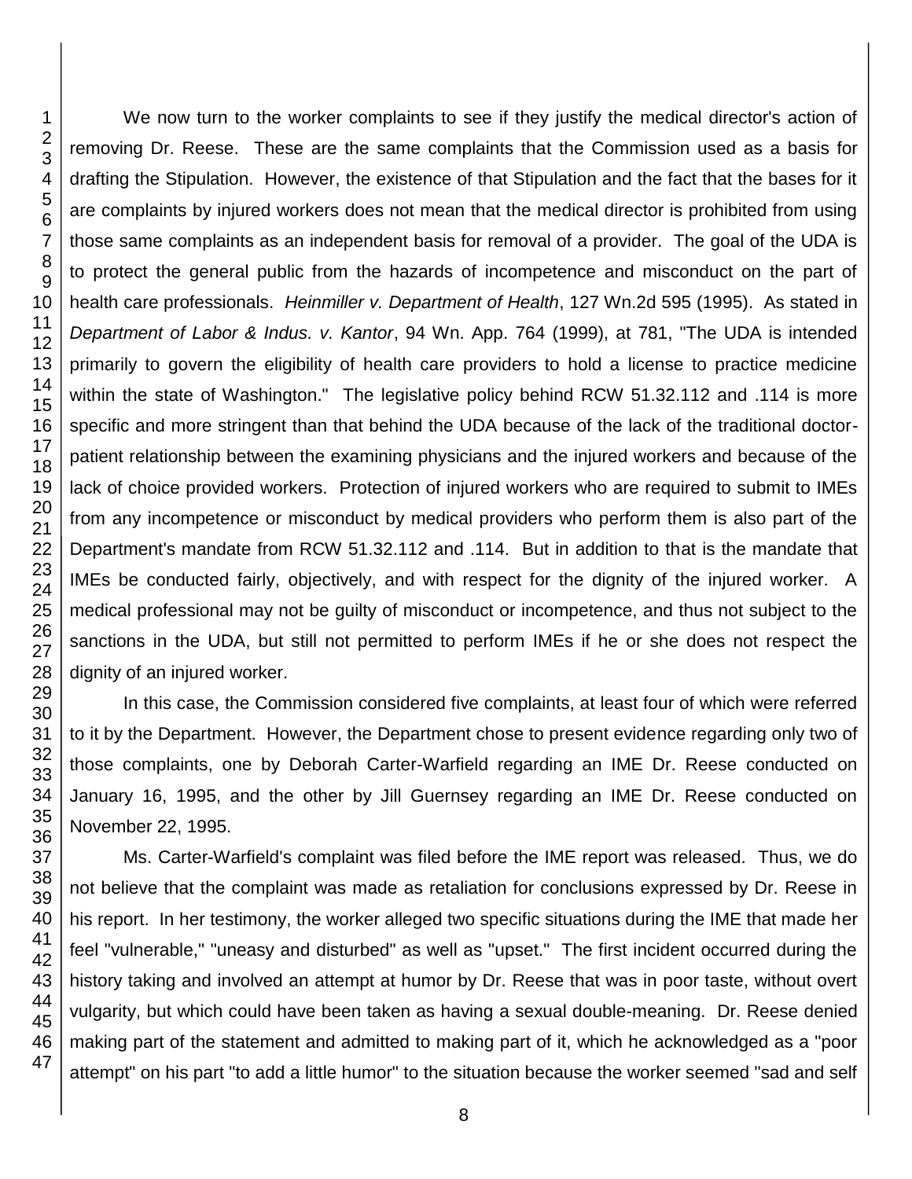We now turn to the worker complaints to see if they justify the medical director's action of removing Dr. Reese. These are the same complaints that the Commission used as a basis for drafting the Stipulation. However, the existence of that Stipulation and the fact that the bases for it are complaints by injured workers does not mean that the medical director is prohibited from using those same complaints as an independent basis for removal of a provider. The goal of the UDA is to protect the general public from the hazards of incompetence and misconduct on the part of health care professionals. *Heinmiller v. Department of Health*, 127 Wn.2d 595 (1995). As stated in *Department of Labor & Indus. v. Kantor*, 94 Wn. App. 764 (1999), at 781, "The UDA is intended primarily to govern the eligibility of health care providers to hold a license to practice medicine within the state of Washington." The legislative policy behind RCW 51.32.112 and .114 is more specific and more stringent than that behind the UDA because of the lack of the traditional doctor-patient relationship between the examining physicians and the injured workers and because of the lack of choice provided workers. Protection of injured workers who are required to submit to IMEs from any incompetence or misconduct by medical providers who perform them is also part of the Department's mandate from RCW 51.32.112 and .114. But in addition to that is the mandate that IMEs be conducted fairly, objectively, and with respect for the dignity of the injured worker. A medical professional may not be guilty of misconduct or incompetence, and thus not subject to the sanctions in the UDA, but still not permitted to perform IMEs if he or she does not respect the dignity of an injured worker.

In this case, the Commission considered five complaints, at least four of which were referred to it by the Department. However, the Department chose to present evidence regarding only two of those complaints, one by Deborah Carter-Warfield regarding an IME Dr. Reese conducted on January 16, 1995, and the other by Jill Guernsey regarding an IME Dr. Reese conducted on November 22, 1995.

Ms. Carter-Warfield's complaint was filed before the IME report was released. Thus, we do not believe that the complaint was made as retaliation for conclusions expressed by Dr. Reese in his report. In her testimony, the worker alleged two specific situations during the IME that made her feel "vulnerable," "uneasy and disturbed" as well as "upset." The first incident occurred during the history taking and involved an attempt at humor by Dr. Reese that was in poor taste, without overt vulgarity, but which could have been taken as having a sexual double-meaning. Dr. Reese denied making part of the statement and admitted to making part of it, which he acknowledged as a "poor attempt" on his part "to add a little humor" to the situation because the worker seemed "sad and self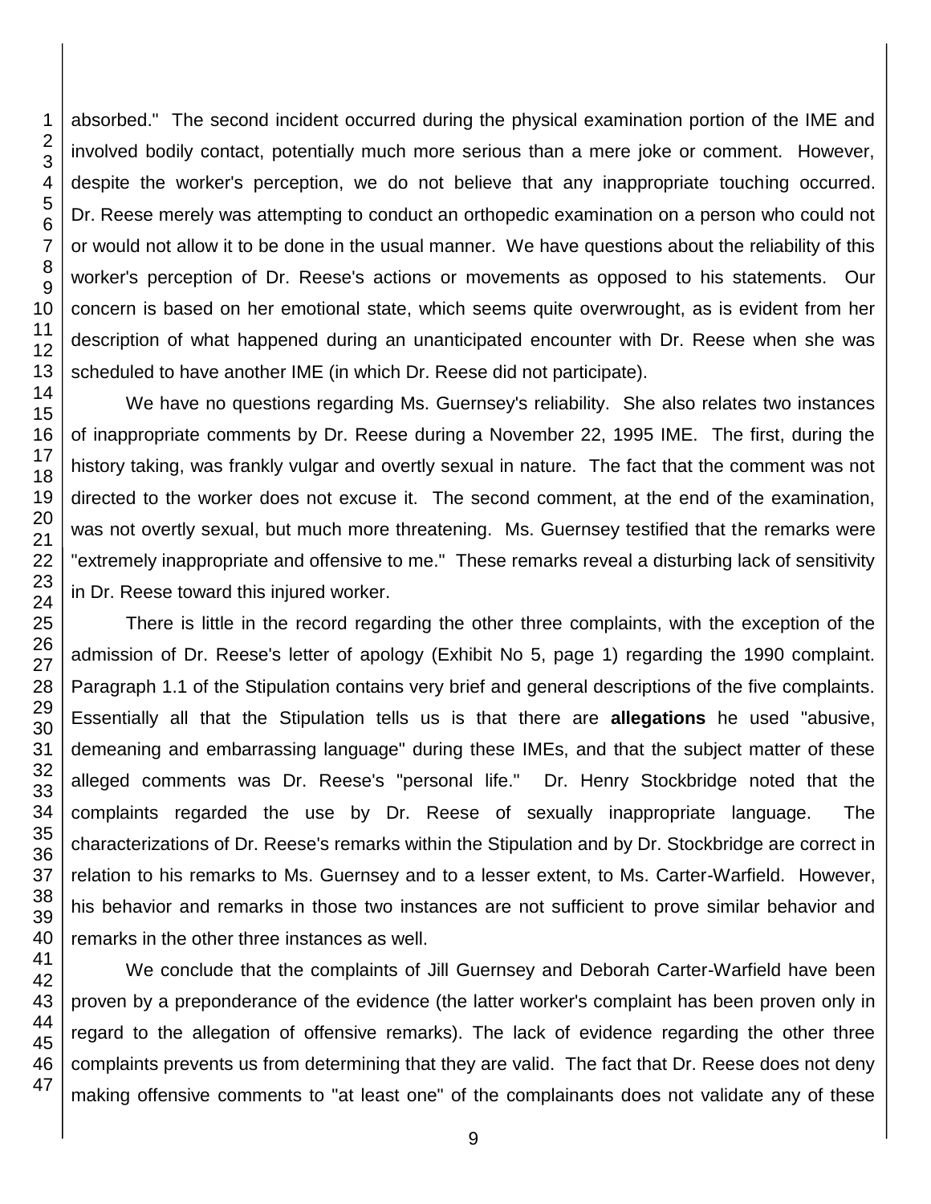absorbed." The second incident occurred during the physical examination portion of the IME and involved bodily contact, potentially much more serious than a mere joke or comment. However, despite the worker's perception, we do not believe that any inappropriate touching occurred. Dr. Reese merely was attempting to conduct an orthopedic examination on a person who could not or would not allow it to be done in the usual manner. We have questions about the reliability of this worker's perception of Dr. Reese's actions or movements as opposed to his statements. Our concern is based on her emotional state, which seems quite overwrought, as is evident from her description of what happened during an unanticipated encounter with Dr. Reese when she was scheduled to have another IME (in which Dr. Reese did not participate).

We have no questions regarding Ms. Guernsey's reliability. She also relates two instances of inappropriate comments by Dr. Reese during a November 22, 1995 IME. The first, during the history taking, was frankly vulgar and overtly sexual in nature. The fact that the comment was not directed to the worker does not excuse it. The second comment, at the end of the examination, was not overtly sexual, but much more threatening. Ms. Guernsey testified that the remarks were "extremely inappropriate and offensive to me." These remarks reveal a disturbing lack of sensitivity in Dr. Reese toward this injured worker.

There is little in the record regarding the other three complaints, with the exception of the admission of Dr. Reese's letter of apology (Exhibit No 5, page 1) regarding the 1990 complaint. Paragraph 1.1 of the Stipulation contains very brief and general descriptions of the five complaints. Essentially all that the Stipulation tells us is that there are **allegations** he used "abusive, demeaning and embarrassing language" during these IMEs, and that the subject matter of these alleged comments was Dr. Reese's "personal life." Dr. Henry Stockbridge noted that the complaints regarded the use by Dr. Reese of sexually inappropriate language. The characterizations of Dr. Reese's remarks within the Stipulation and by Dr. Stockbridge are correct in relation to his remarks to Ms. Guernsey and to a lesser extent, to Ms. Carter-Warfield. However, his behavior and remarks in those two instances are not sufficient to prove similar behavior and remarks in the other three instances as well.

We conclude that the complaints of Jill Guernsey and Deborah Carter-Warfield have been proven by a preponderance of the evidence (the latter worker's complaint has been proven only in regard to the allegation of offensive remarks). The lack of evidence regarding the other three complaints prevents us from determining that they are valid. The fact that Dr. Reese does not deny making offensive comments to "at least one" of the complainants does not validate any of these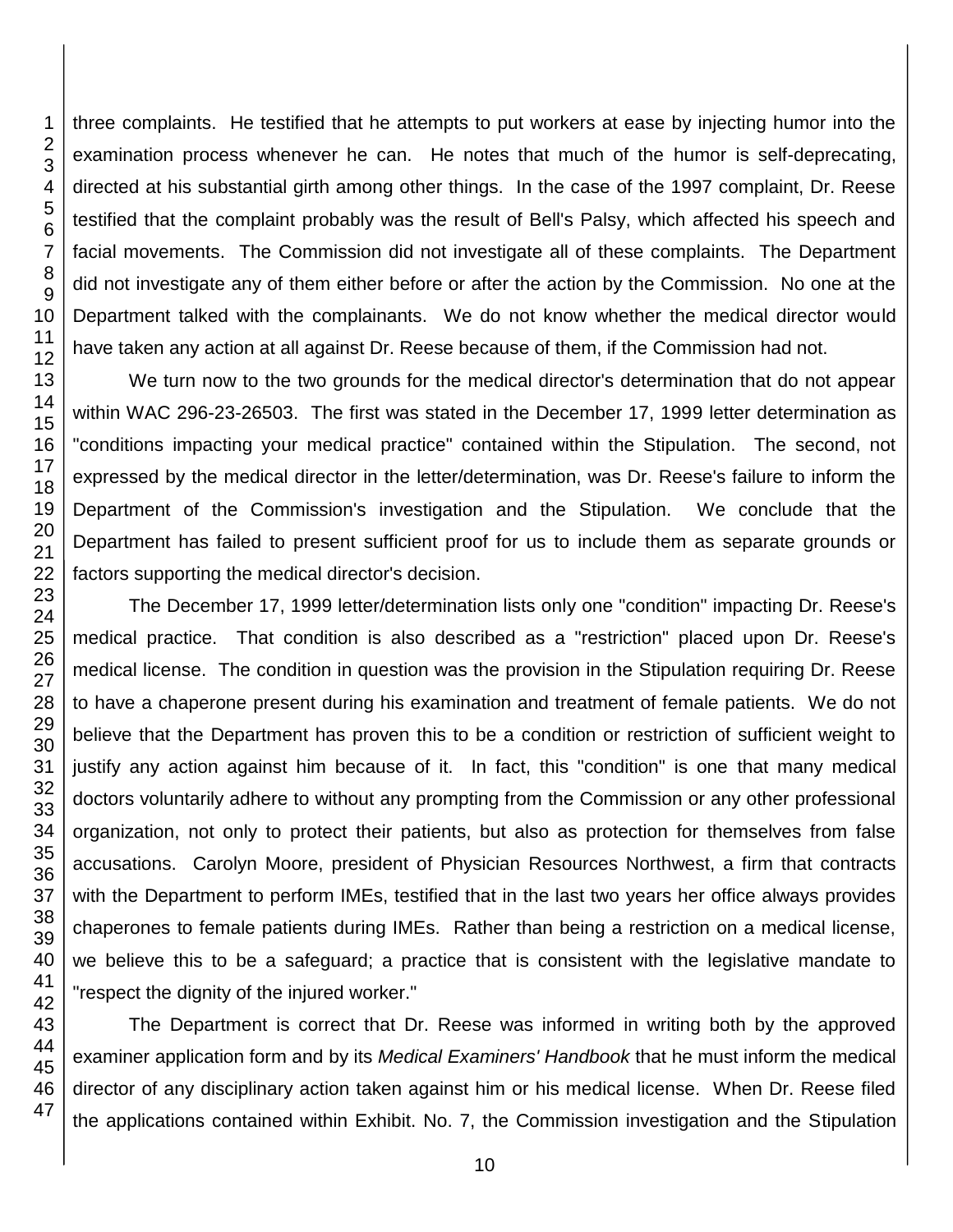three complaints. He testified that he attempts to put workers at ease by injecting humor into the examination process whenever he can. He notes that much of the humor is self-deprecating, directed at his substantial girth among other things. In the case of the 1997 complaint, Dr. Reese testified that the complaint probably was the result of Bell's Palsy, which affected his speech and facial movements. The Commission did not investigate all of these complaints. The Department did not investigate any of them either before or after the action by the Commission. No one at the Department talked with the complainants. We do not know whether the medical director would have taken any action at all against Dr. Reese because of them, if the Commission had not.

We turn now to the two grounds for the medical director's determination that do not appear within WAC 296-23-26503. The first was stated in the December 17, 1999 letter determination as "conditions impacting your medical practice" contained within the Stipulation. The second, not expressed by the medical director in the letter/determination, was Dr. Reese's failure to inform the Department of the Commission's investigation and the Stipulation. We conclude that the Department has failed to present sufficient proof for us to include them as separate grounds or factors supporting the medical director's decision.

The December 17, 1999 letter/determination lists only one "condition" impacting Dr. Reese's medical practice. That condition is also described as a "restriction" placed upon Dr. Reese's medical license. The condition in question was the provision in the Stipulation requiring Dr. Reese to have a chaperone present during his examination and treatment of female patients. We do not believe that the Department has proven this to be a condition or restriction of sufficient weight to justify any action against him because of it. In fact, this "condition" is one that many medical doctors voluntarily adhere to without any prompting from the Commission or any other professional organization, not only to protect their patients, but also as protection for themselves from false accusations. Carolyn Moore, president of Physician Resources Northwest, a firm that contracts with the Department to perform IMEs, testified that in the last two years her office always provides chaperones to female patients during IMEs. Rather than being a restriction on a medical license, we believe this to be a safeguard; a practice that is consistent with the legislative mandate to "respect the dignity of the injured worker."

The Department is correct that Dr. Reese was informed in writing both by the approved examiner application form and by its *Medical Examiners' Handbook* that he must inform the medical director of any disciplinary action taken against him or his medical license. When Dr. Reese filed the applications contained within Exhibit. No. 7, the Commission investigation and the Stipulation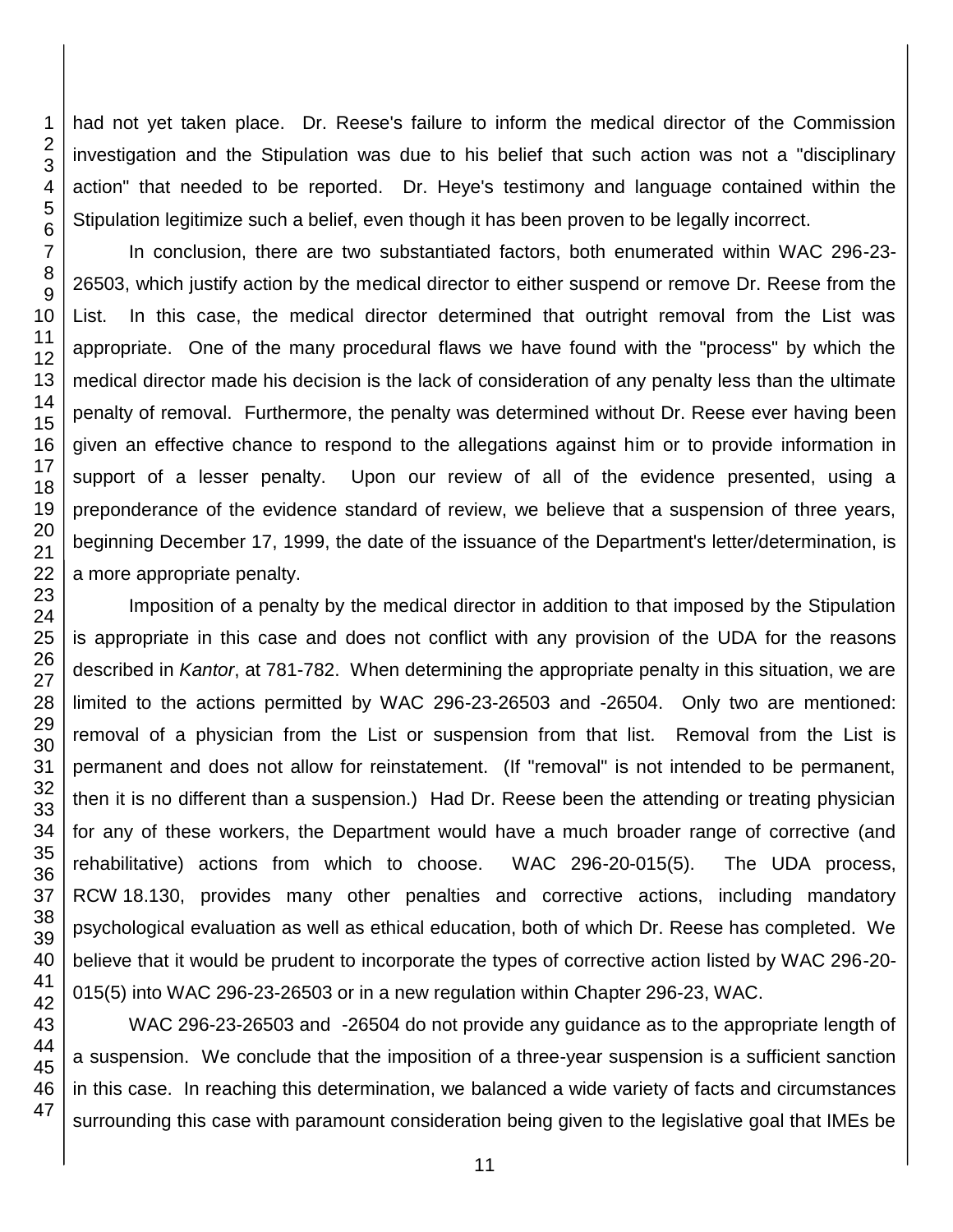had not yet taken place. Dr. Reese's failure to inform the medical director of the Commission investigation and the Stipulation was due to his belief that such action was not a "disciplinary action" that needed to be reported. Dr. Heye's testimony and language contained within the Stipulation legitimize such a belief, even though it has been proven to be legally incorrect.

In conclusion, there are two substantiated factors, both enumerated within WAC 296-23-26503, which justify action by the medical director to either suspend or remove Dr. Reese from the List. In this case, the medical director determined that outright removal from the List was appropriate. One of the many procedural flaws we have found with the "process" by which the medical director made his decision is the lack of consideration of any penalty less than the ultimate penalty of removal. Furthermore, the penalty was determined without Dr. Reese ever having been given an effective chance to respond to the allegations against him or to provide information in support of a lesser penalty. Upon our review of all of the evidence presented, using a preponderance of the evidence standard of review, we believe that a suspension of three years, beginning December 17, 1999, the date of the issuance of the Department's letter/determination, is a more appropriate penalty.

Imposition of a penalty by the medical director in addition to that imposed by the Stipulation is appropriate in this case and does not conflict with any provision of the UDA for the reasons described in *Kantor*, at 781-782. When determining the appropriate penalty in this situation, we are limited to the actions permitted by WAC 296-23-26503 and -26504. Only two are mentioned: removal of a physician from the List or suspension from that list. Removal from the List is permanent and does not allow for reinstatement. (If "removal" is not intended to be permanent, then it is no different than a suspension.) Had Dr. Reese been the attending or treating physician for any of these workers, the Department would have a much broader range of corrective (and rehabilitative) actions from which to choose. WAC 296-20-015(5). The UDA process, RCW 18.130, provides many other penalties and corrective actions, including mandatory psychological evaluation as well as ethical education, both of which Dr. Reese has completed. We believe that it would be prudent to incorporate the types of corrective action listed by WAC 296-20-015(5) into WAC 296-23-26503 or in a new regulation within Chapter 296-23, WAC.

WAC 296-23-26503 and -26504 do not provide any guidance as to the appropriate length of a suspension. We conclude that the imposition of a three-year suspension is a sufficient sanction in this case. In reaching this determination, we balanced a wide variety of facts and circumstances surrounding this case with paramount consideration being given to the legislative goal that IMEs be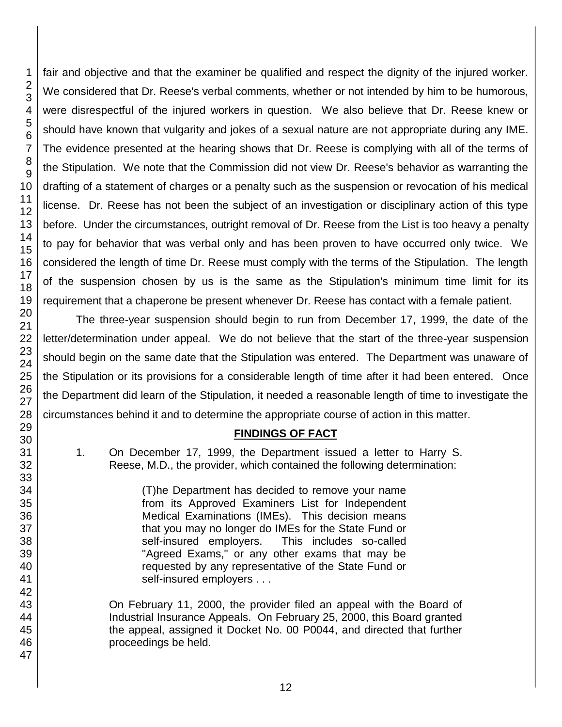fair and objective and that the examiner be qualified and respect the dignity of the injured worker. We considered that Dr. Reese's verbal comments, whether or not intended by him to be humorous, were disrespectful of the injured workers in question. We also believe that Dr. Reese knew or should have known that vulgarity and jokes of a sexual nature are not appropriate during any IME. The evidence presented at the hearing shows that Dr. Reese is complying with all of the terms of the Stipulation. We note that the Commission did not view Dr. Reese's behavior as warranting the drafting of a statement of charges or a penalty such as the suspension or revocation of his medical license. Dr. Reese has not been the subject of an investigation or disciplinary action of this type before. Under the circumstances, outright removal of Dr. Reese from the List is too heavy a penalty to pay for behavior that was verbal only and has been proven to have occurred only twice. We considered the length of time Dr. Reese must comply with the terms of the Stipulation. The length of the suspension chosen by us is the same as the Stipulation's minimum time limit for its requirement that a chaperone be present whenever Dr. Reese has contact with a female patient.

The three-year suspension should begin to run from December 17, 1999, the date of the letter/determination under appeal. We do not believe that the start of the three-year suspension should begin on the same date that the Stipulation was entered. The Department was unaware of the Stipulation or its provisions for a considerable length of time after it had been entered. Once the Department did learn of the Stipulation, it needed a reasonable length of time to investigate the circumstances behind it and to determine the appropriate course of action in this matter.

**FINDINGS OF FACT**

1. On December 17, 1999, the Department issued a letter to Harry S. Reese, M.D., the provider, which contained the following determination:

   > (T)he Department has decided to remove your name from its Approved Examiners List for Independent Medical Examinations (IMEs). This decision means that you may no longer do IMEs for the State Fund or self-insured employers. This includes so-called "Agreed Exams," or any other exams that may be requested by any representative of the State Fund or self-insured employers . . .

   On February 11, 2000, the provider filed an appeal with the Board of Industrial Insurance Appeals. On February 25, 2000, this Board granted the appeal, assigned it Docket No. 00 P0044, and directed that further proceedings be held.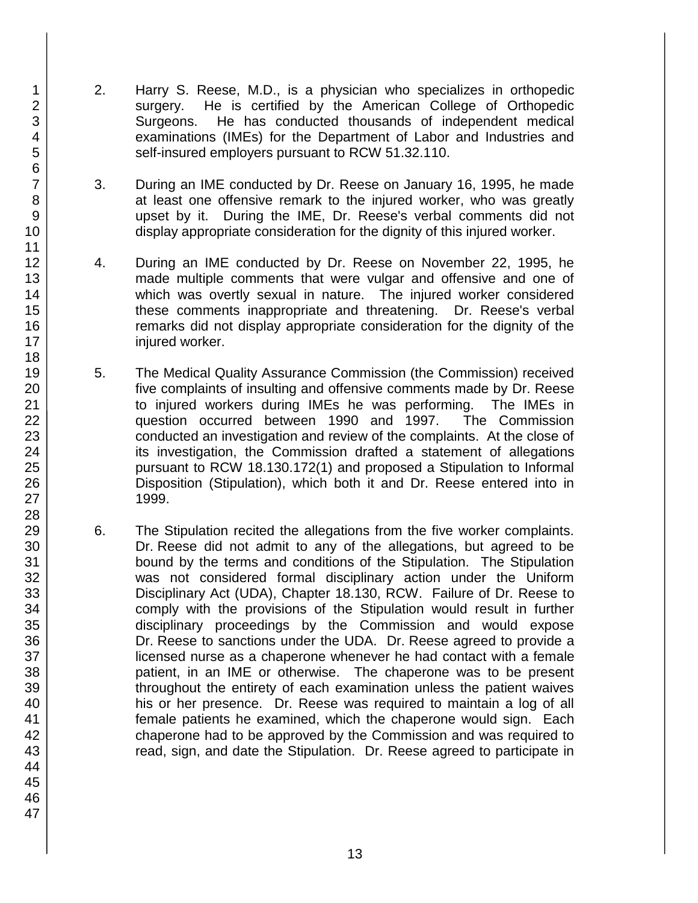2. Harry S. Reese, M.D., is a physician who specializes in orthopedic surgery. He is certified by the American College of Orthopedic Surgeons. He has conducted thousands of independent medical examinations (IMEs) for the Department of Labor and Industries and self-insured employers pursuant to RCW 51.32.110.

3. During an IME conducted by Dr. Reese on January 16, 1995, he made at least one offensive remark to the injured worker, who was greatly upset by it. During the IME, Dr. Reese's verbal comments did not display appropriate consideration for the dignity of this injured worker.

4. During an IME conducted by Dr. Reese on November 22, 1995, he made multiple comments that were vulgar and offensive and one of which was overtly sexual in nature. The injured worker considered these comments inappropriate and threatening. Dr. Reese's verbal remarks did not display appropriate consideration for the dignity of the injured worker.

5. The Medical Quality Assurance Commission (the Commission) received five complaints of insulting and offensive comments made by Dr. Reese to injured workers during IMEs he was performing. The IMEs in question occurred between 1990 and 1997. The Commission conducted an investigation and review of the complaints. At the close of its investigation, the Commission drafted a statement of allegations pursuant to RCW 18.130.172(1) and proposed a Stipulation to Informal Disposition (Stipulation), which both it and Dr. Reese entered into in 1999.

6. The Stipulation recited the allegations from the five worker complaints. Dr. Reese did not admit to any of the allegations, but agreed to be bound by the terms and conditions of the Stipulation. The Stipulation was not considered formal disciplinary action under the Uniform Disciplinary Act (UDA), Chapter 18.130, RCW. Failure of Dr. Reese to comply with the provisions of the Stipulation would result in further disciplinary proceedings by the Commission and would expose Dr. Reese to sanctions under the UDA. Dr. Reese agreed to provide a licensed nurse as a chaperone whenever he had contact with a female patient, in an IME or otherwise. The chaperone was to be present throughout the entirety of each examination unless the patient waives his or her presence. Dr. Reese was required to maintain a log of all female patients he examined, which the chaperone would sign. Each chaperone had to be approved by the Commission and was required to read, sign, and date the Stipulation. Dr. Reese agreed to participate in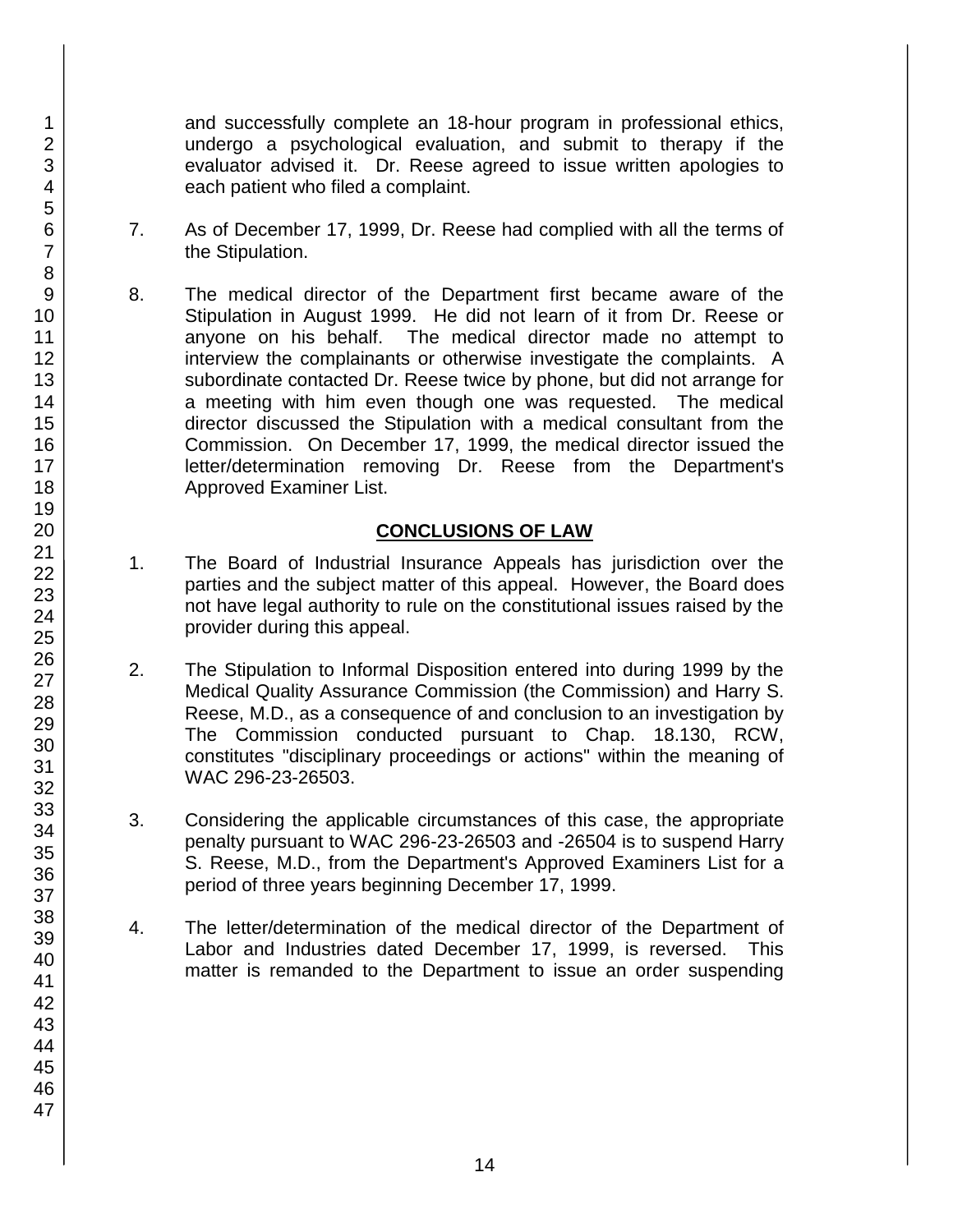and successfully complete an 18-hour program in professional ethics, undergo a psychological evaluation, and submit to therapy if the evaluator advised it. Dr. Reese agreed to issue written apologies to each patient who filed a complaint.

7. As of December 17, 1999, Dr. Reese had complied with all the terms of the Stipulation.

8. The medical director of the Department first became aware of the Stipulation in August 1999. He did not learn of it from Dr. Reese or anyone on his behalf. The medical director made no attempt to interview the complainants or otherwise investigate the complaints. A subordinate contacted Dr. Reese twice by phone, but did not arrange for a meeting with him even though one was requested. The medical director discussed the Stipulation with a medical consultant from the Commission. On December 17, 1999, the medical director issued the letter/determination removing Dr. Reese from the Department's Approved Examiner List.

## CONCLUSIONS OF LAW

1. The Board of Industrial Insurance Appeals has jurisdiction over the parties and the subject matter of this appeal. However, the Board does not have legal authority to rule on the constitutional issues raised by the provider during this appeal.

2. The Stipulation to Informal Disposition entered into during 1999 by the Medical Quality Assurance Commission (the Commission) and Harry S. Reese, M.D., as a consequence of and conclusion to an investigation by The Commission conducted pursuant to Chap. 18.130, RCW, constitutes "disciplinary proceedings or actions" within the meaning of WAC 296-23-26503.

3. Considering the applicable circumstances of this case, the appropriate penalty pursuant to WAC 296-23-26503 and -26504 is to suspend Harry S. Reese, M.D., from the Department's Approved Examiners List for a period of three years beginning December 17, 1999.

4. The letter/determination of the medical director of the Department of Labor and Industries dated December 17, 1999, is reversed. This matter is remanded to the Department to issue an order suspending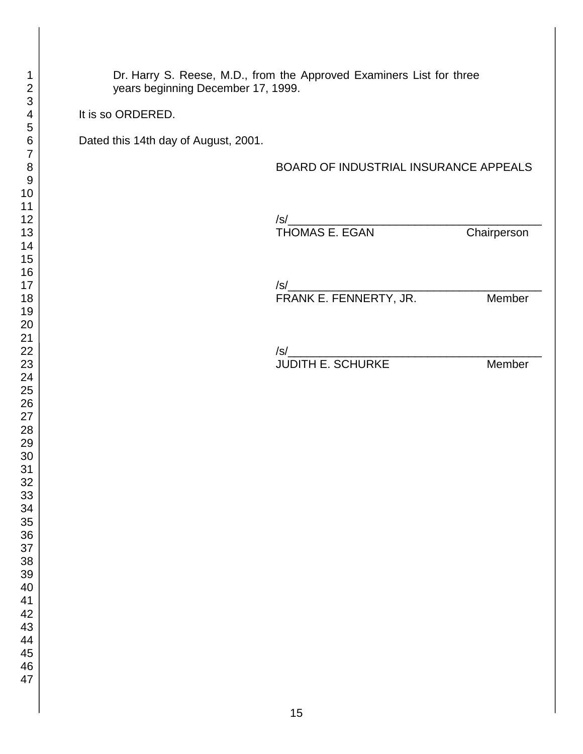Dr. Harry S. Reese, M.D., from the Approved Examiners List for three years beginning December 17, 1999.

It is so ORDERED.

Dated this 14th day of August, 2001.

BOARD OF INDUSTRIAL INSURANCE APPEALS

/s/_________________________________________
THOMAS E. EGAN Chairperson

/s/_________________________________________
FRANK E. FENNERTY, JR. Member

/s/_________________________________________
JUDITH E. SCHURKE Member